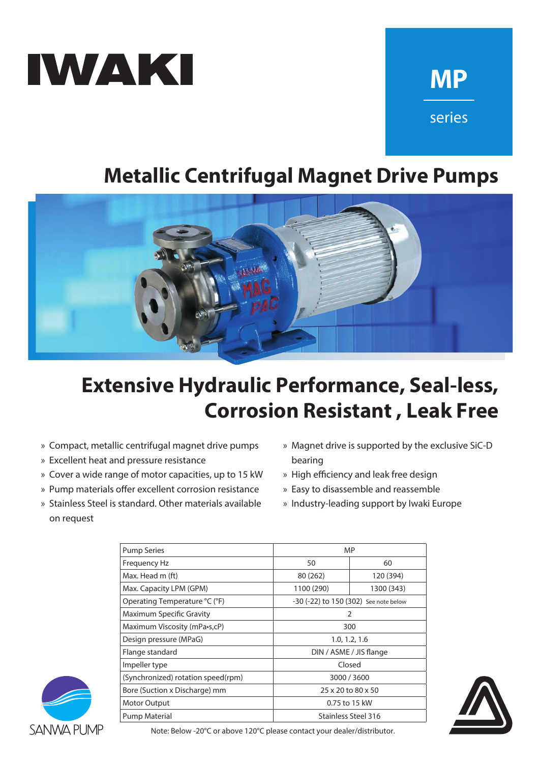IWAKI

# MP

series

# Metallic Centrifugal Magnet Drive Pumps

## Extensive Hydraulic Performance, Seal-less, Corrosion Resistant , Leak Free

- » Compact, metallic centrifugal magnet drive pumps
- » Excellent heat and pressure resistance
- » Cover a wide range of motor capacities, up to 15 kW
- » Pump materials offer excellent corrosion resistance
- » Stainless Steel is standard. Other materials available on request
- » Magnet drive is supported by the exclusive SiC-D bearing
- » High efficiency and leak free design
- » Easy to disassemble and reassemble
- » Industry-leading support by Iwaki Europe

| Pump Series | MP | |
|---|---|---|
| Frequency Hz | 50 | 60 |
| Max. Head m (ft) | 80 (262) | 120 (394) |
| Max. Capacity LPM (GPM) | 1100 (290) | 1300 (343) |
| Operating Temperature °C (°F) | -30 (-22) to 150 (302) See note below | |
| Maximum Specific Gravity | 2 | |
| Maximum Viscosity (mPa•s,cP) | 300 | |
| Design pressure (MPaG) | 1.0, 1.2, 1.6 | |
| Flange standard | DIN / ASME / JIS flange | |
| Impeller type | Closed | |
| (Synchronized) rotation speed(rpm) | 3000 / 3600 | |
| Bore (Suction x Discharge) mm | 25 x 20 to 80 x 50 | |
| Motor Output | 0.75 to 15 kW | |
| Pump Material | Stainless Steel 316 | |

Note: Below -20°C or above 120°C please contact your dealer/distributor.

SANWA PUMP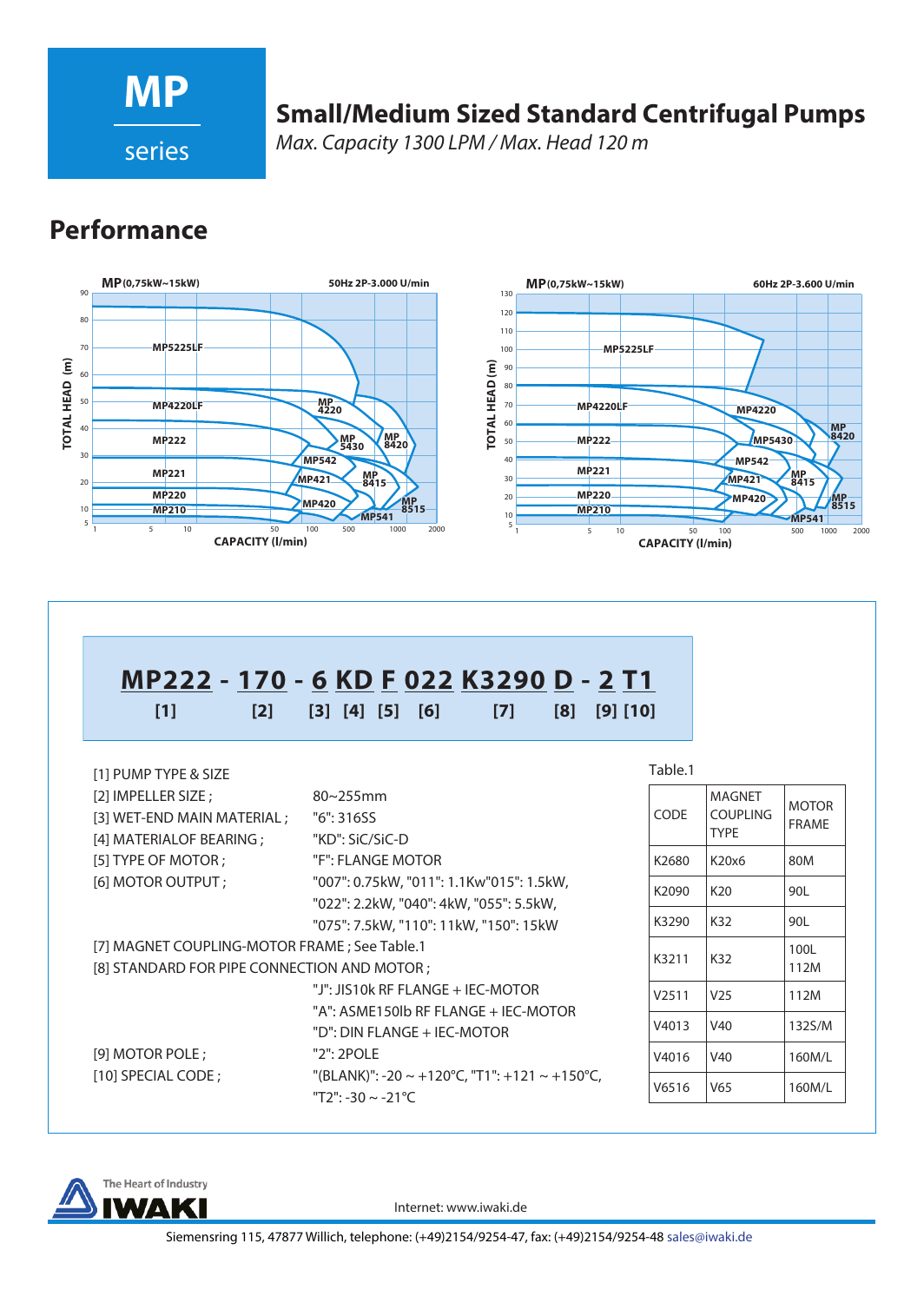# MP series

## Small/Medium Sized Standard Centrifugal Pumps

*Max. Capacity 1300 LPM / Max. Head 120 m*

## Performance

MP(0,75kW~15kW)
50Hz 2P-3.000 U/min
TOTAL HEAD (m)
CAPACITY (l/min)
MP5225LF
MP4220LF
MP222
MP221
MP220
MP210
MP 4220
MP 5430
MP 8420
MP542
MP421
MP 8415
MP420
MP541
MP 8515

MP(0,75kW~15kW)
60Hz 2P-3.600 U/min
TOTAL HEAD (m)
CAPACITY (l/min)
MP5225LF
MP4220LF
MP222
MP221
MP220
MP210
MP4220
MP5430
MP 8420
MP542
MP421
MP 8415
MP420
MP541
MP 8515

**MP222 - 170 - 6 KD F 022 K3290 D - 2 T1**
**[1] [2] [3] [4] [5] [6] [7] [8] [9] [10]**

[1] PUMP TYPE & SIZE
[2] IMPELLER SIZE ; 80~255mm
[3] WET-END MAIN MATERIAL ; "6": 316SS
[4] MATERIALOF BEARING ; "KD": SiC/SiC-D
[5] TYPE OF MOTOR ; "F": FLANGE MOTOR
[6] MOTOR OUTPUT ; "007": 0.75kW, "011": 1.1Kw"015": 1.5kW, "022": 2.2kW, "040": 4kW, "055": 5.5kW, "075": 7.5kW, "110": 11kW, "150": 15kW
[7] MAGNET COUPLING-MOTOR FRAME ; See Table.1
[8] STANDARD FOR PIPE CONNECTION AND MOTOR ;
"J": JIS10k RF FLANGE + IEC-MOTOR
"A": ASME150lb RF FLANGE + IEC-MOTOR
"D": DIN FLANGE + IEC-MOTOR
[9] MOTOR POLE ; "2": 2POLE
[10] SPECIAL CODE ; "(BLANK)": -20 ~ +120°C, "T1": +121 ~ +150°C, "T2": -30 ~ -21°C

Table.1

| CODE | MAGNET COUPLING TYPE | MOTOR FRAME |
|---|---|---|
| K2680 | K20x6 | 80M |
| K2090 | K20 | 90L |
| K3290 | K32 | 90L |
| K3211 | K32 | 100L 112M |
| V2511 | V25 | 112M |
| V4013 | V40 | 132S/M |
| V4016 | V40 | 160M/L |
| V6516 | V65 | 160M/L |

The Heart of Industry IWAKI

Internet: www.iwaki.de

Siemensring 115, 47877 Willich, telephone: (+49)2154/9254-47, fax: (+49)2154/9254-48 sales@iwaki.de